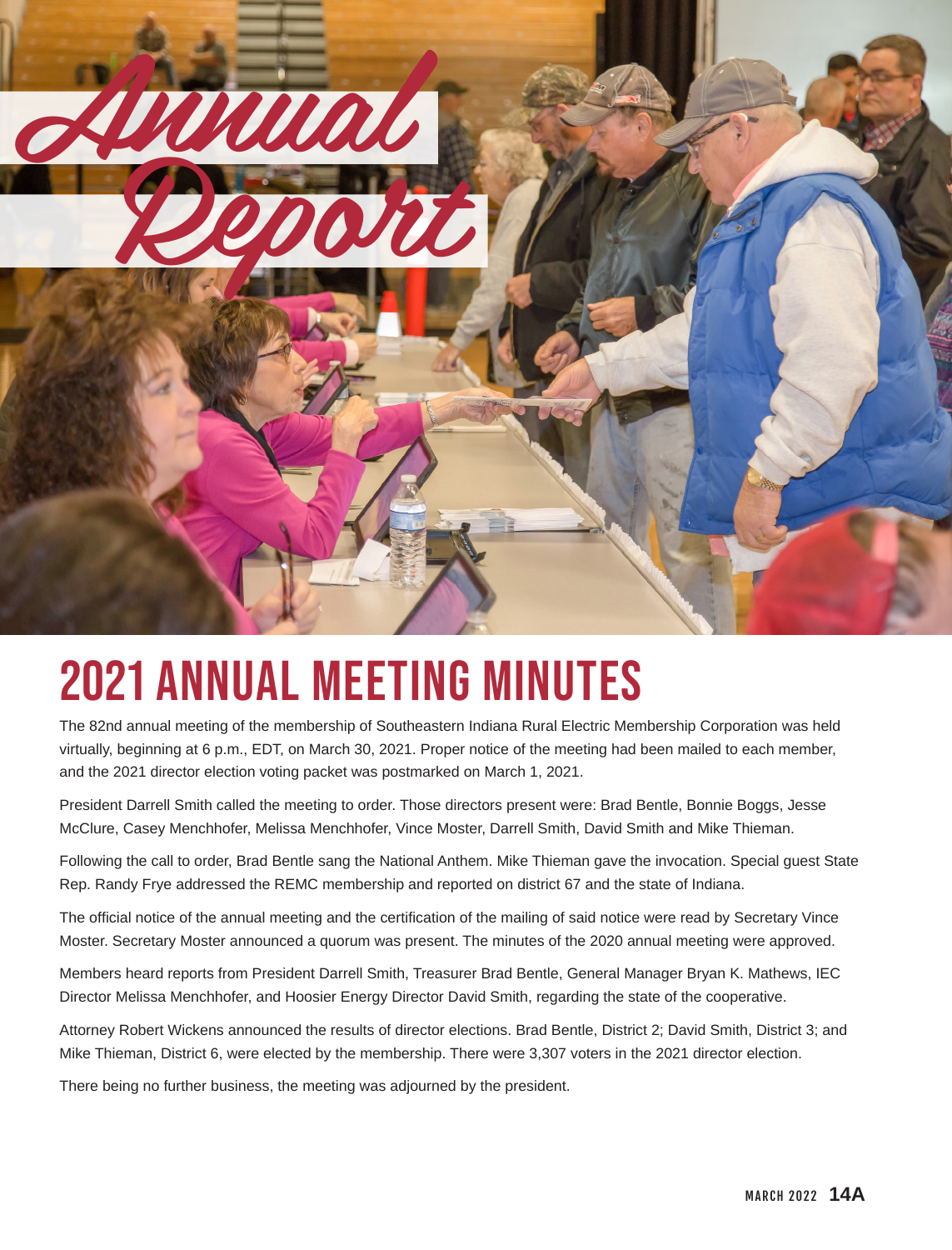# Annual Report

## 2021 ANNUAL MEETING MINUTES

The 82nd annual meeting of the membership of Southeastern Indiana Rural Electric Membership Corporation was held virtually, beginning at 6 p.m., EDT, on March 30, 2021. Proper notice of the meeting had been mailed to each member, and the 2021 director election voting packet was postmarked on March 1, 2021.

President Darrell Smith called the meeting to order. Those directors present were: Brad Bentle, Bonnie Boggs, Jesse McClure, Casey Menchhofer, Melissa Menchhofer, Vince Moster, Darrell Smith, David Smith and Mike Thieman.

Following the call to order, Brad Bentle sang the National Anthem. Mike Thieman gave the invocation. Special guest State Rep. Randy Frye addressed the REMC membership and reported on district 67 and the state of Indiana.

The official notice of the annual meeting and the certification of the mailing of said notice were read by Secretary Vince Moster. Secretary Moster announced a quorum was present. The minutes of the 2020 annual meeting were approved.

Members heard reports from President Darrell Smith, Treasurer Brad Bentle, General Manager Bryan K. Mathews, IEC Director Melissa Menchhofer, and Hoosier Energy Director David Smith, regarding the state of the cooperative.

Attorney Robert Wickens announced the results of director elections. Brad Bentle, District 2; David Smith, District 3; and Mike Thieman, District 6, were elected by the membership. There were 3,307 voters in the 2021 director election.

There being no further business, the meeting was adjourned by the president.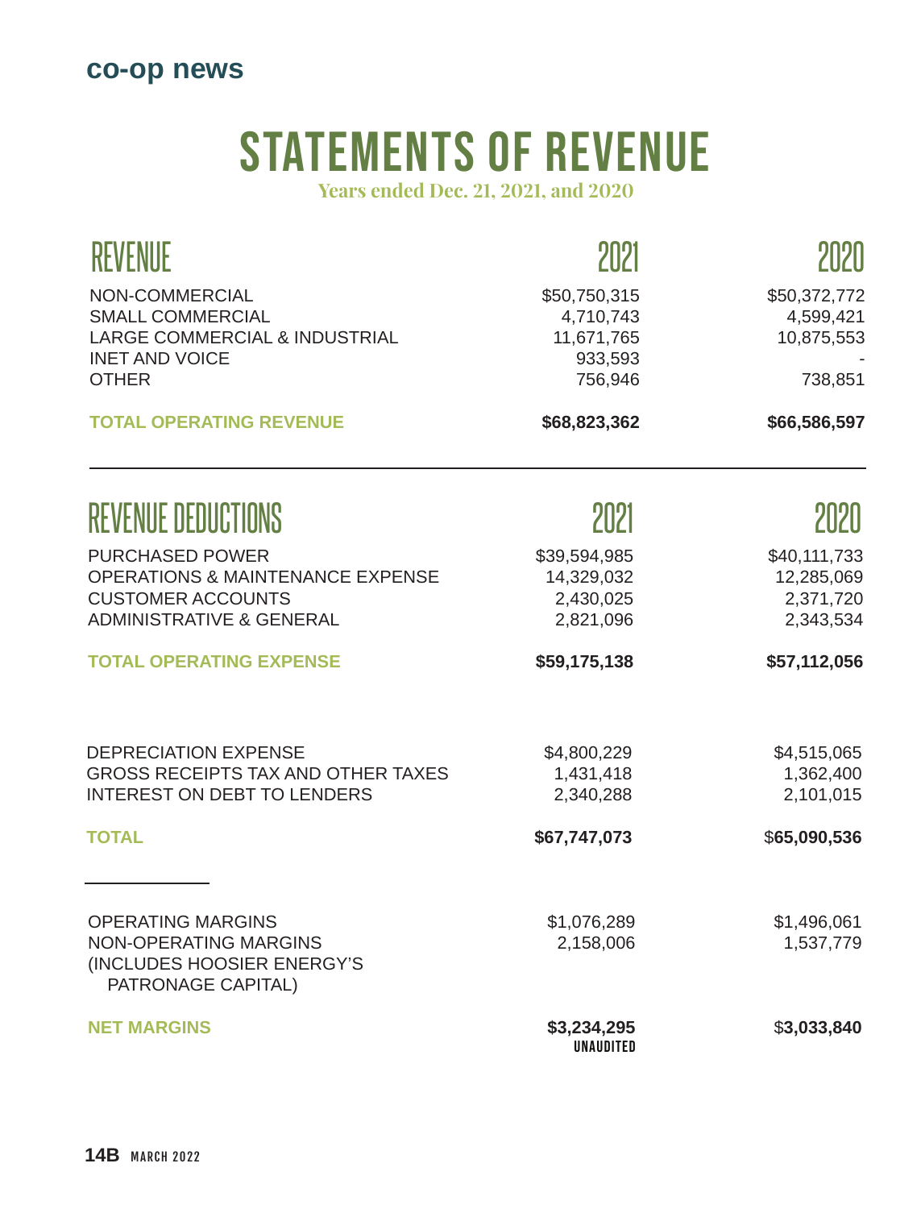# STATEMENTS OF REVENUE

Years ended Dec. 21, 2021, and 2020

| REVENUE | 2021 | 2020 |
|---|---|---|
| NON-COMMERCIAL | $50,750,315 | $50,372,772 |
| SMALL COMMERCIAL | 4,710,743 | 4,599,421 |
| LARGE COMMERCIAL & INDUSTRIAL | 11,671,765 | 10,875,553 |
| INET AND VOICE | 933,593 | - |
| OTHER | 756,946 | 738,851 |
| **TOTAL OPERATING REVENUE** | **$68,823,362** | **$66,586,597** |

| REVENUE DEDUCTIONS | 2021 | 2020 |
|---|---|---|
| PURCHASED POWER | $39,594,985 | $40,111,733 |
| OPERATIONS & MAINTENANCE EXPENSE | 14,329,032 | 12,285,069 |
| CUSTOMER ACCOUNTS | 2,430,025 | 2,371,720 |
| ADMINISTRATIVE & GENERAL | 2,821,096 | 2,343,534 |
| **TOTAL OPERATING EXPENSE** | **$59,175,138** | **$57,112,056** |
| DEPRECIATION EXPENSE | $4,800,229 | $4,515,065 |
| GROSS RECEIPTS TAX AND OTHER TAXES | 1,431,418 | 1,362,400 |
| INTEREST ON DEBT TO LENDERS | 2,340,288 | 2,101,015 |
| **TOTAL** | **$67,747,073** | $**65,090,536** |
| OPERATING MARGINS | $1,076,289 | $1,496,061 |
| NON-OPERATING MARGINS (INCLUDES HOOSIER ENERGY'S PATRONAGE CAPITAL) | 2,158,006 | 1,537,779 |
| **NET MARGINS** | **$3,234,295** UNAUDITED | $**3,033,840** |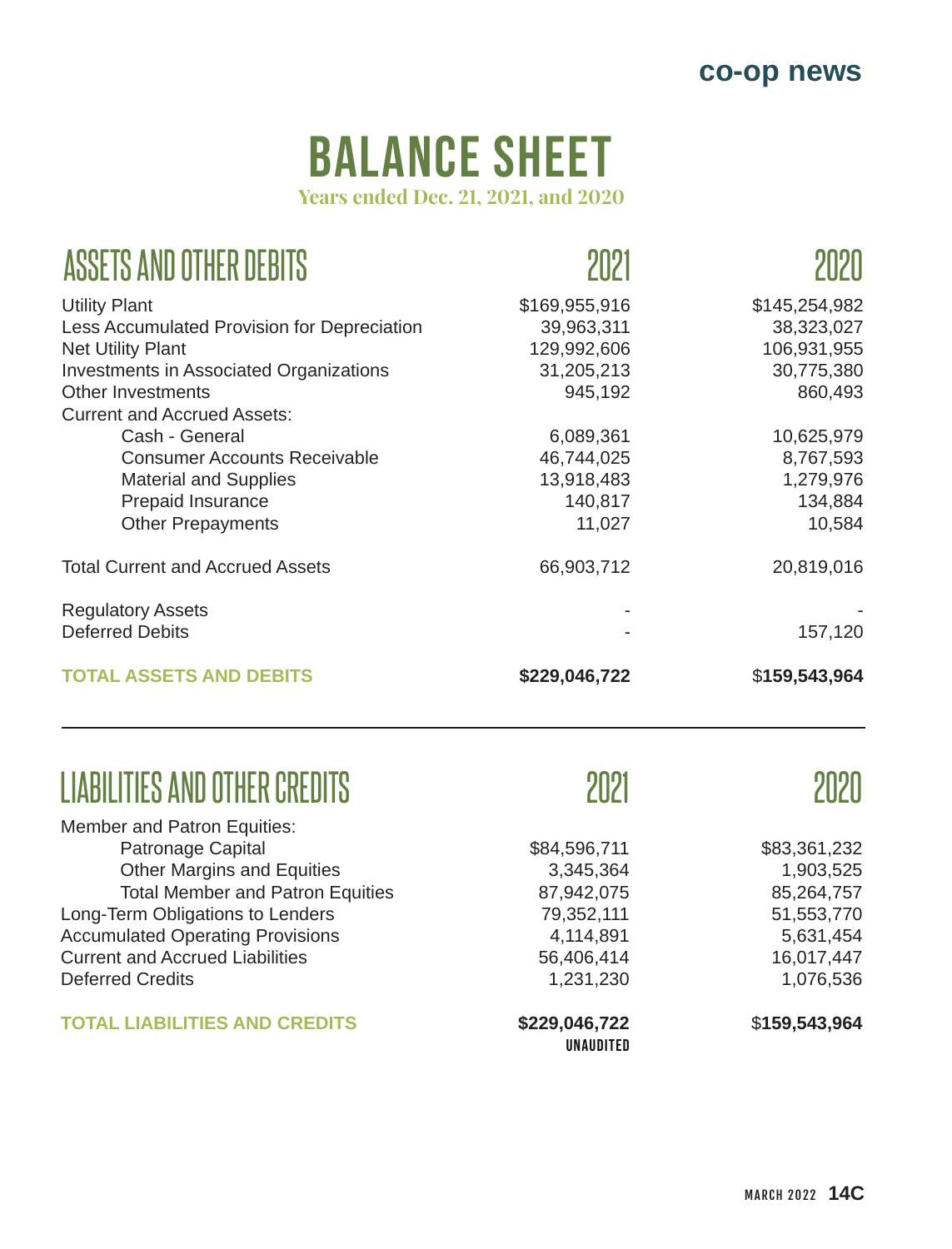# BALANCE SHEET

**Years ended Dec. 21, 2021, and 2020**

| ASSETS AND OTHER DEBITS | 2021 | 2020 |
|---|---|---|
| Utility Plant | $169,955,916 | $145,254,982 |
| Less Accumulated Provision for Depreciation | 39,963,311 | 38,323,027 |
| Net Utility Plant | 129,992,606 | 106,931,955 |
| Investments in Associated Organizations | 31,205,213 | 30,775,380 |
| Other Investments | 945,192 | 860,493 |
| Current and Accrued Assets: | | |
| Cash - General | 6,089,361 | 10,625,979 |
| Consumer Accounts Receivable | 46,744,025 | 8,767,593 |
| Material and Supplies | 13,918,483 | 1,279,976 |
| Prepaid Insurance | 140,817 | 134,884 |
| Other Prepayments | 11,027 | 10,584 |
| Total Current and Accrued Assets | 66,903,712 | 20,819,016 |
| Regulatory Assets | - | - |
| Deferred Debits | - | 157,120 |
| **TOTAL ASSETS AND DEBITS** | **$229,046,722** | $**159,543,964** |

| LIABILITIES AND OTHER CREDITS | 2021 | 2020 |
|---|---|---|
| Member and Patron Equities: | | |
| Patronage Capital | $84,596,711 | $83,361,232 |
| Other Margins and Equities | 3,345,364 | 1,903,525 |
| Total Member and Patron Equities | 87,942,075 | 85,264,757 |
| Long-Term Obligations to Lenders | 79,352,111 | 51,553,770 |
| Accumulated Operating Provisions | 4,114,891 | 5,631,454 |
| Current and Accrued Liabilities | 56,406,414 | 16,017,447 |
| Deferred Credits | 1,231,230 | 1,076,536 |
| **TOTAL LIABILITIES AND CREDITS** | **$229,046,722** | $**159,543,964** |
| | UNAUDITED | |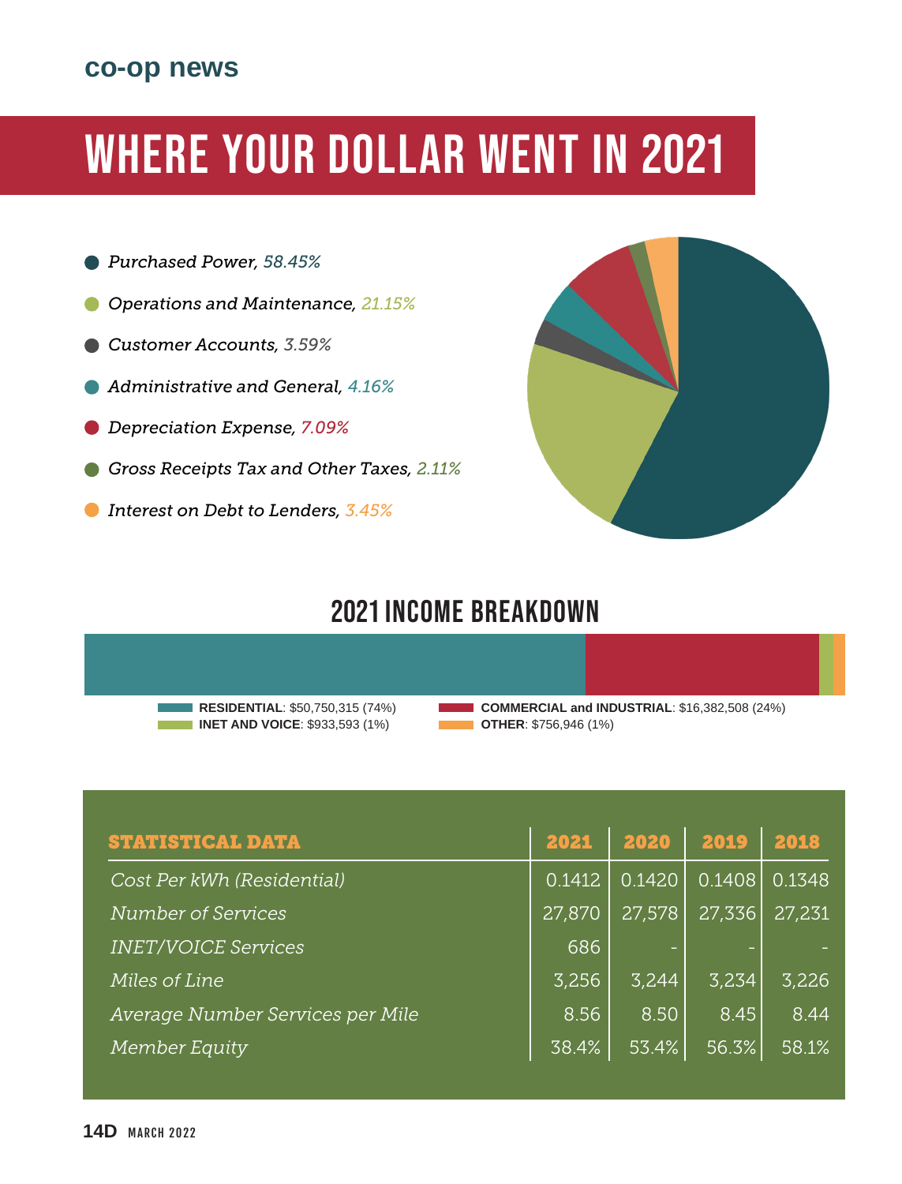# WHERE YOUR DOLLAR WENT IN 2021

- *Purchased Power, 58.45%*
- *Operations and Maintenance, 21.15%*
- *Customer Accounts, 3.59%*
- *Administrative and General, 4.16%*
- *Depreciation Expense, 7.09%*
- *Gross Receipts Tax and Other Taxes, 2.11%*
- *Interest on Debt to Lenders, 3.45%*

## 2021 INCOME BREAKDOWN

**RESIDENTIAL**: $50,750,315 (74%)
**COMMERCIAL and INDUSTRIAL**: $16,382,508 (24%)
**INET AND VOICE**: $933,593 (1%)
**OTHER**: $756,946 (1%)

| STATISTICAL DATA | 2021 | 2020 | 2019 | 2018 |
| --- | --- | --- | --- | --- |
| Cost Per kWh (Residential) | 0.1412 | 0.1420 | 0.1408 | 0.1348 |
| Number of Services | 27,870 | 27,578 | 27,336 | 27,231 |
| INET/VOICE Services | 686 | - | - | - |
| Miles of Line | 3,256 | 3,244 | 3,234 | 3,226 |
| Average Number Services per Mile | 8.56 | 8.50 | 8.45 | 8.44 |
| Member Equity | 38.4% | 53.4% | 56.3% | 58.1% |